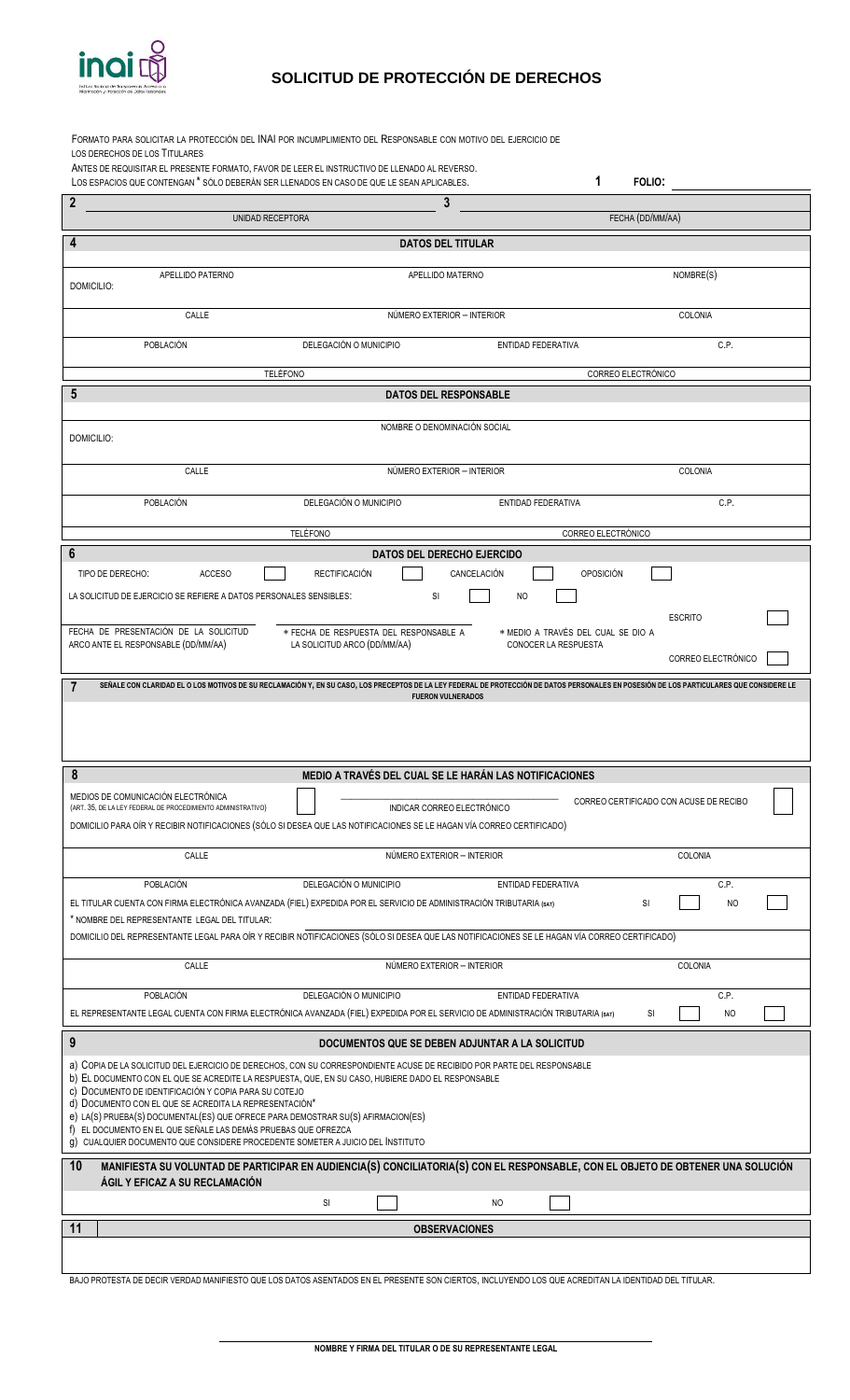# SOLICITUD DE PROTECCIÓN DE DERECHOS

FORMATO PARA SOLICITAR LA PROTECCIÓN DEL INAI POR INCUMPLIMIENTO DEL RESPONSABLE CON MOTIVO DEL EJERCICIO DE LOS DERECHOS DE LOS TITULARES

ANTES DE REQUISITAR EL PRESENTE FORMATO, FAVOR DE LEER EL INSTRUCTIVO DE LLENADO AL REVERSO.

LOS ESPACIOS QUE CONTENGAN * SÓLO DEBERÁN SER LLENADOS EN CASO DE QUE LE SEAN APLICABLES.

**1** FOLIO: ______

**2** ______ UNIDAD RECEPTORA **3** ______ FECHA (DD/MM/AA)

## 4 DATOS DEL TITULAR

| APELLIDO PATERNO | APELLIDO MATERNO | NOMBRE(S) |
|---|---|---|

DOMICILIO:

| CALLE | NÚMERO EXTERIOR – INTERIOR | COLONIA | |
|---|---|---|---|
| POBLACIÓN | DELEGACIÓN O MUNICIPIO | ENTIDAD FEDERATIVA | C.P. |
| TELÉFONO | | CORREO ELECTRÓNICO | |

## 5 DATOS DEL RESPONSABLE

NOMBRE O DENOMINACIÓN SOCIAL

DOMICILIO:

| CALLE | NÚMERO EXTERIOR – INTERIOR | COLONIA | |
|---|---|---|---|
| POBLACIÓN | DELEGACIÓN O MUNICIPIO | ENTIDAD FEDERATIVA | C.P. |
| TELÉFONO | | CORREO ELECTRÓNICO | |

## 6 DATOS DEL DERECHO EJERCIDO

TIPO DE DERECHO: ACCESO ☐ RECTIFICACIÓN ☐ CANCELACIÓN ☐ OPOSICIÓN ☐

LA SOLICITUD DE EJERCICIO SE REFIERE A DATOS PERSONALES SENSIBLES: SI ☐ NO ☐

FECHA DE PRESENTACIÓN DE LA SOLICITUD ARCO ANTE EL RESPONSABLE (DD/MM/AA) ______

* FECHA DE RESPUESTA DEL RESPONSABLE A LA SOLICITUD ARCO (DD/MM/AA) ______

* MEDIO A TRAVÉS DEL CUAL SE DIO A CONOCER LA RESPUESTA: ESCRITO ☐ CORREO ELECTRÓNICO ☐

## 7 SEÑALE CON CLARIDAD EL O LOS MOTIVOS DE SU RECLAMACIÓN Y, EN SU CASO, LOS PRECEPTOS DE LA LEY FEDERAL DE PROTECCIÓN DE DATOS PERSONALES EN POSESIÓN DE LOS PARTICULARES QUE CONSIDERE LE FUERON VULNERADOS

## 8 MEDIO A TRAVÉS DEL CUAL SE LE HARÁN LAS NOTIFICACIONES

MEDIOS DE COMUNICACIÓN ELECTRÓNICA (ART. 35, DE LA LEY FEDERAL DE PROCEDIMIENTO ADMINISTRATIVO) ☐ ______ INDICAR CORREO ELECTRÓNICO

CORREO CERTIFICADO CON ACUSE DE RECIBO ☐

DOMICILIO PARA OÍR Y RECIBIR NOTIFICACIONES (SÓLO SI DESEA QUE LAS NOTIFICACIONES SE LE HAGAN VÍA CORREO CERTIFICADO)

| CALLE | NÚMERO EXTERIOR – INTERIOR | COLONIA | |
|---|---|---|---|
| POBLACIÓN | DELEGACIÓN O MUNICIPIO | ENTIDAD FEDERATIVA | C.P. |

EL TITULAR CUENTA CON FIRMA ELECTRÓNICA AVANZADA (FIEL) EXPEDIDA POR EL SERVICIO DE ADMINISTRACIÓN TRIBUTARIA (SAT) SI ☐ NO ☐

* NOMBRE DEL REPRESENTANTE LEGAL DEL TITULAR:

DOMICILIO DEL REPRESENTANTE LEGAL PARA OÍR Y RECIBIR NOTIFICACIONES (SÓLO SI DESEA QUE LAS NOTIFICACIONES SE LE HAGAN VÍA CORREO CERTIFICADO)

| CALLE | NÚMERO EXTERIOR – INTERIOR | COLONIA | |
|---|---|---|---|
| POBLACIÓN | DELEGACIÓN O MUNICIPIO | ENTIDAD FEDERATIVA | C.P. |

EL REPRESENTANTE LEGAL CUENTA CON FIRMA ELECTRÓNICA AVANZADA (FIEL) EXPEDIDA POR EL SERVICIO DE ADMINISTRACIÓN TRIBUTARIA (SAT) SI ☐ NO ☐

## 9 DOCUMENTOS QUE SE DEBEN ADJUNTAR A LA SOLICITUD

a) COPIA DE LA SOLICITUD DEL EJERCICIO DE DERECHOS, CON SU CORRESPONDIENTE ACUSE DE RECIBIDO POR PARTE DEL RESPONSABLE
b) EL DOCUMENTO CON EL QUE SE ACREDITE LA RESPUESTA, QUE, EN SU CASO, HUBIERE DADO EL RESPONSABLE
c) DOCUMENTO DE IDENTIFICACIÓN Y COPIA PARA SU COTEJO
d) DOCUMENTO CON EL QUE SE ACREDITA LA REPRESENTACIÓN*
e) LA(S) PRUEBA(S) DOCUMENTAL(ES) QUE OFRECE PARA DEMOSTRAR SU(S) AFIRMACION(ES)
f) EL DOCUMENTO EN EL QUE SEÑALE LAS DEMÁS PRUEBAS QUE OFREZCA
g) CUALQUIER DOCUMENTO QUE CONSIDERE PROCEDENTE SOMETER A JUICIO DEL INSTITUTO

## 10 MANIFIESTA SU VOLUNTAD DE PARTICIPAR EN AUDIENCIA(S) CONCILIATORIA(S) CON EL RESPONSABLE, CON EL OBJETO DE OBTENER UNA SOLUCIÓN ÁGIL Y EFICAZ A SU RECLAMACIÓN

SI ☐ NO ☐

## 11 OBSERVACIONES

BAJO PROTESTA DE DECIR VERDAD MANIFIESTO QUE LOS DATOS ASENTADOS EN EL PRESENTE SON CIERTOS, INCLUYENDO LOS QUE ACREDITAN LA IDENTIDAD DEL TITULAR.

______

**NOMBRE Y FIRMA DEL TITULAR O DE SU REPRESENTANTE LEGAL**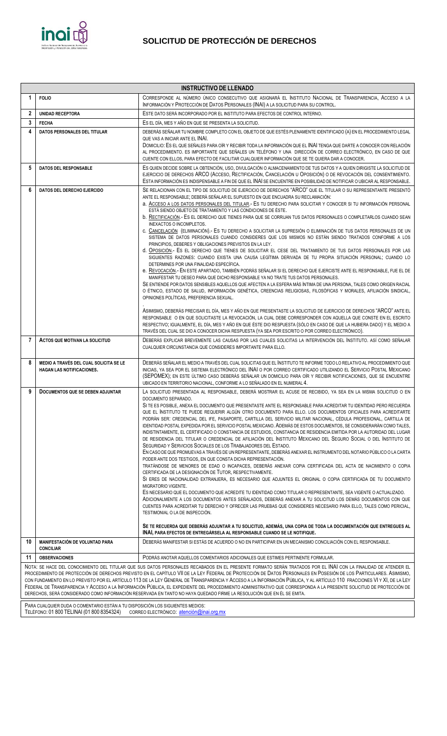# SOLICITUD DE PROTECCIÓN DE DERECHOS

| INSTRUCTIVO DE LLENADO | | |
|---|---|---|
| 1 | **FOLIO** | CORRESPONDE AL NÚMERO ÚNICO CONSECUTIVO QUE ASIGNARÁ EL INSTITUTO NACIONAL DE TRANSPARENCIA, ACCESO A LA INFORMACIÓN Y PROTECCIÓN DE DATOS PERSONALES (INAI) A LA SOLICITUD PARA SU CONTROL. |
| 2 | **UNIDAD RECEPTORA** | ESTE DATO SERÁ INCORPORADO POR EL INSTITUTO PARA EFECTOS DE CONTROL INTERNO. |
| 3 | **FECHA** | ES EL DÍA, MES Y AÑO EN QUE SE PRESENTA LA SOLICITUD. |
| 4 | **DATOS PERSONALES DEL TITULAR** | DEBERÁS SEÑALAR TU NOMBRE COMPLETO CON EL OBJETO DE QUE ESTÉS PLENAMENTE IDENTIFICADO (A) EN EL PROCEDIMIENTO LEGAL QUE VAS A INICIAR ANTE EL INAI.<br>DOMICILIO: ES EL QUE SEÑALES PARA OÍR Y RECIBIR TODA LA INFORMACIÓN QUE EL INAI TENGA QUE DARTE A CONOCER CON RELACIÓN AL PROCEDIMIENTO. ES IMPORTANTE QUE SEÑALES UN TELÉFONO Y UNA DIRECCIÓN DE CORREO ELECTRÓNICO, EN CASO DE QUE CUENTE CON ELLOS, PARA EFECTO DE FACILITAR CUALQUIER INFORMACIÓN QUE SE TE QUIERA DAR A CONOCER. |
| 5 | **DATOS DEL RESPONSABLE** | ES QUIEN DECIDE SOBRE LA OBTENCIÓN, USO, DIVULGACIÓN O ALMACENAMIENTO DE TUS DATOS Y A QUIEN DIRIGISTE LA SOLICITUD DE EJERCICIO DE DERECHOS ARCO (ACCESO, RECTIFICACIÓN, CANCELACIÓN U OPOSICIÓN) O DE REVOCACIÓN DEL CONSENTIMIENTO. ESTA INFORMACIÓN ES INDISPENSABLE A FIN DE QUE EL INAI SE ENCUENTRE EN POSIBILIDAD DE NOTIFICAR O UBICAR AL RESPONSABLE. |
| 6 | **DATOS DEL DERECHO EJERCIDO** | SE RELACIONAN CON EL TIPO DE SOLICITUD DE EJERCICIO DE DERECHOS "ARCO" QUE EL TITULAR O SU REPRESENTANTE PRESENTÓ ANTE EL RESPONSABLE; DEBERÁ SEÑALAR EL SUPUESTO EN QUE ENCUADRA SU RECLAMACIÓN:<br>a. ACCESO A LOS DATOS PERSONALES DEL TITULAR.- ES TU DERECHO PARA SOLICITAR Y CONOCER SI TU INFORMACIÓN PERSONAL ESTÁ SIENDO OBJETO DE TRATAMIENTO Y LAS CONDICIONES DE ÉSTE.<br>b. RECTIFICACIÓN.- ES EL DERECHO QUE TIENES PARA QUE SE CORRIJAN TUS DATOS PERSONALES O COMPLETARLOS CUANDO SEAN INEXACTOS O INCOMPLETOS.<br>c. CANCELACIÓN (ELIMINACIÓN).- ES TU DERECHO A SOLICITAR LA SUPRESIÓN O ELIMINACIÓN DE TUS DATOS PERSONALES DE UN SISTEMA DE DATOS PERSONALES CUANDO CONSIDERES QUE LOS MISMOS NO ESTÁN SIENDO TRATADOS CONFORME A LOS PRINCIPIOS, DEBERES Y OBLIGACIONES PREVISTOS EN LA LEY.<br>d. OPOSICIÓN.- ES EL DERECHO QUE TIENES DE SOLICITAR EL CESE DEL TRATAMIENTO DE TUS DATOS PERSONALES POR LAS SIGUIENTES RAZONES: CUANDO EXISTA UNA CAUSA LEGÍTIMA DERIVADA DE TU PROPIA SITUACIÓN PERSONAL; CUANDO LO DETERMINES POR UNA FINALIDAD ESPECÍFICA.<br>e. REVOCACIÓN.- EN ESTE APARTADO, TAMBIÉN PODRÁS SEÑALAR SI EL DERECHO QUE EJERCISTE ANTE EL RESPONSABLE, FUE EL DE MANIFESTAR TU DESEO PARA QUE DICHO RESPONSABLE YA NO TRATE TUS DATOS PERSONALES.<br>SE ENTIENDE POR DATOS SENSIBLES AQUELLOS QUE AFECTEN A LA ESFERA MÁS ÍNTIMA DE UNA PERSONA, TALES COMO ORIGEN RACIAL O ÉTNICO, ESTADO DE SALUD, INFORMACIÓN GENÉTICA, CREENCIAS RELIGIOSAS, FILOSÓFICAS Y MORALES, AFILIACIÓN SINDICAL, OPINIONES POLÍTICAS, PREFERENCIA SEXUAL.<br>.<br>ASIMISMO, DEBERÁS PRECISAR EL DÍA, MES Y AÑO EN QUE PRESENTASTE LA SOLICITUD DE EJERCICIO DE DERECHOS "ARCO" ANTE EL RESPONSABLE O EN QUE SOLICITASTE LA REVOCACIÓN, LA CUAL DEBE CORRESPONDER CON AQUELLA QUE CONSTE EN EL ESCRITO RESPECTIVO; IGUALMENTE, EL DÍA, MES Y AÑO EN QUE ÉSTE DIO RESPUESTA (SÓLO EN CASO DE QUE LA HUBIERA DADO) Y EL MEDIO A TRAVÉS DEL CUAL SE DIO A CONOCER DICHA RESPUESTA (YA SEA POR ESCRITO O POR CORREO ELECTRÓNICO). |
| 7 | **ACTOS QUE MOTIVAN LA SOLICITUD** | DEBERÁS EXPLICAR BREVEMENTE LAS CAUSAS POR LAS CUALES SOLICITAS LA INTERVENCIÓN DEL INSTITUTO. ASÍ COMO SEÑALAR CUALQUIER CIRCUNSTANCIA QUE CONSIDERES IMPORTANTE PARA ELLO. |
| 8 | **MEDIO A TRAVÉS DEL CUAL SOLICITA SE LE HAGAN LAS NOTIFICACIONES.** | DEBERÁS SEÑALAR EL MEDIO A TRAVÉS DEL CUAL SOLICITAS QUE EL INSTITUTO TE INFORME TODO LO RELATIVO AL PROCEDIMIENTO QUE INICIAS, YA SEA POR EL SISTEMA ELECTRÓNICO DEL INAI O POR CORREO CERTIFICADO UTILIZANDO EL SERVICIO POSTAL MEXICANO (SEPOMEX); EN ESTE ÚLTIMO CASO DEBERÁS SEÑALAR UN DOMICILIO PARA OÍR Y RECIBIR NOTIFICACIONES, QUE SE ENCUENTRE UBICADO EN TERRITORIO NACIONAL, CONFORME A LO SEÑALADO EN EL NUMERAL 4. |
| 9 | **DOCUMENTOS QUE SE DEBEN ADJUNTAR** | LA SOLICITUD PRESENTADA AL RESPONSABLE, DEBERÁ MOSTRAR EL ACUSE DE RECIBIDO, YA SEA EN LA MISMA SOLICITUD O EN DOCUMENTO SEPARADO.<br>SI TE ES POSIBLE, ANEXA EL DOCUMENTO QUE PRESENTASTE ANTE EL RESPONSABLE PARA ACREDITAR TU IDENTIDAD PERO RECUERDA QUE EL INSTITUTO TE PUEDE REQUERIR ALGÚN OTRO DOCUMENTO PARA ELLO. LOS DOCUMENTOS OFICIALES PARA ACREDITARTE PODRÁN SER: CREDENCIAL DEL IFE, PASAPORTE, CARTILLA DEL SERVICIO MILITAR NACIONAL, CÉDULA PROFESIONAL, CARTILLA DE IDENTIDAD POSTAL EXPEDIDA POR EL SERVICIO POSTAL MEXICANO. ADEMÁS DE ESTOS DOCUMENTOS, SE CONSIDERARÁN COMO TALES, INDISTINTAMENTE, EL CERTIFICADO O CONSTANCIA DE ESTUDIOS, CONSTANCIA DE RESIDENCIA EMITIDA POR LA AUTORIDAD DEL LUGAR DE RESIDENCIA DEL TITULAR O CREDENCIAL DE AFILIACIÓN DEL INSTITUTO MEXICANO DEL SEGURO SOCIAL O DEL INSTITUTO DE SEGURIDAD Y SERVICIOS SOCIALES DE LOS TRABAJADORES DEL ESTADO.<br>EN CASO DE QUE PROMUEVAS A TRAVÉS DE UN REPRESENTANTE, DEBERÁS ANEXAR EL INSTRUMENTO DEL NOTARIO PÚBLICO O LA CARTA PODER ANTE DOS TESTIGOS, EN QUE CONSTA DICHA REPRESENTACIÓN.<br>TRATÁNDOSE DE MENORES DE EDAD O INCAPACES, DEBERÁS ANEXAR COPIA CERTIFICADA DEL ACTA DE NACIMIENTO O COPIA CERTIFICADA DE LA DESIGNACIÓN DE TUTOR, RESPECTIVAMENTE.<br>SI ERES DE NACIONALIDAD EXTRANJERA, ES NECESARIO QUE ADJUNTES EL ORIGINAL O COPIA CERTIFICADA DE TU DOCUMENTO MIGRATORIO VIGENTE.<br>ES NECESARIO QUE EL DOCUMENTO QUE ACREDITE TU IDENTIDAD COMO TITULAR O REPRESENTANTE, SEA VIGENTE O ACTUALIZADO.<br>ADICIONALMENTE A LOS DOCUMENTOS ANTES SEÑALADOS, DEBERÁS ANEXAR A TU SOLICITUD LOS DEMÁS DOCUMENTOS CON QUE CUENTES PARA ACREDITAR TU DERECHO Y OFRECER LAS PRUEBAS QUE CONSIDERES NECESARIO PARA ELLO, TALES COMO PERICIAL, TESTIMONIAL O LA DE INSPECCIÓN.<br>**SE TE RECUERDA QUE DEBERÁS ADJUNTAR A TU SOLICITUD, ADEMÁS, UNA COPIA DE TODA LA DOCUMENTACIÓN QUE ENTREGUES AL INAI, PARA EFECTOS DE ENTREGÁRSELA AL RESPONSABLE CUANDO SE LE NOTIFIQUE.** |
| 10 | **MANIFESTACIÓN DE VOLUNTAD PARA CONCILIAR** | DEBERÁS MANIFESTAR SI ESTÁS DE ACUERDO O NO EN PARTICIPAR EN UN MECANISMO CONCILIACIÓN CON EL RESPONSABLE. |
| 11 | **OBSERVACIONES** | PODRÁS ANOTAR AQUELLOS COMENTARIOS ADICIONALES QUE ESTIMES PERTINENTE FORMULAR. |

NOTA: SE HACE DEL CONOCIMIENTO DEL TITULAR QUE SUS DATOS PERSONALES RECABADOS EN EL PRESENTE FORMATO SERÁN TRATADOS POR EL INAI CON LA FINALIDAD DE ATENDER EL PROCEDIMIENTO DE PROTECCIÓN DE DERECHOS PREVISTO EN EL CAPÍTULO VII DE LA LEY FEDERAL DE PROTECCIÓN DE DATOS PERSONALES EN POSESIÓN DE LOS PARTICULARES. ASIMISMO, CON FUNDAMENTO EN LO PREVISTO POR EL ARTÍCULO 113 DE LA LEY GENERAL DE TRANSPARENCIA Y ACCESO A LA INFORMACIÓN PÚBLICA, Y AL ARTÍCULO 110 FRACCIONES VI Y XI, DE LA LEY FEDERAL DE TRANSPARENCIA Y ACCESO A LA INFORMACIÓN PÚBLICA, EL EXPEDIENTE DEL PROCEDIMIENTO ADMINISTRATIVO QUE CORRESPONDA A LA PRESENTE SOLICITUD DE PROTECCIÓN DE DERECHOS, SERÁ CONSIDERADO COMO INFORMACIÓN RESERVADA EN TANTO NO HAYA QUEDADO FIRME LA RESOLUCIÓN QUE EN ÉL SE EMITA.

PARA CUALQUIER DUDA O COMENTARIO ESTÁN A TU DISPOSICIÓN LOS SIGUIENTES MEDIOS:
TELÉFONO: 01 800 TELINAI (01 800 8354324) CORREO ELECTRÓNICO: atención@inai.org.mx